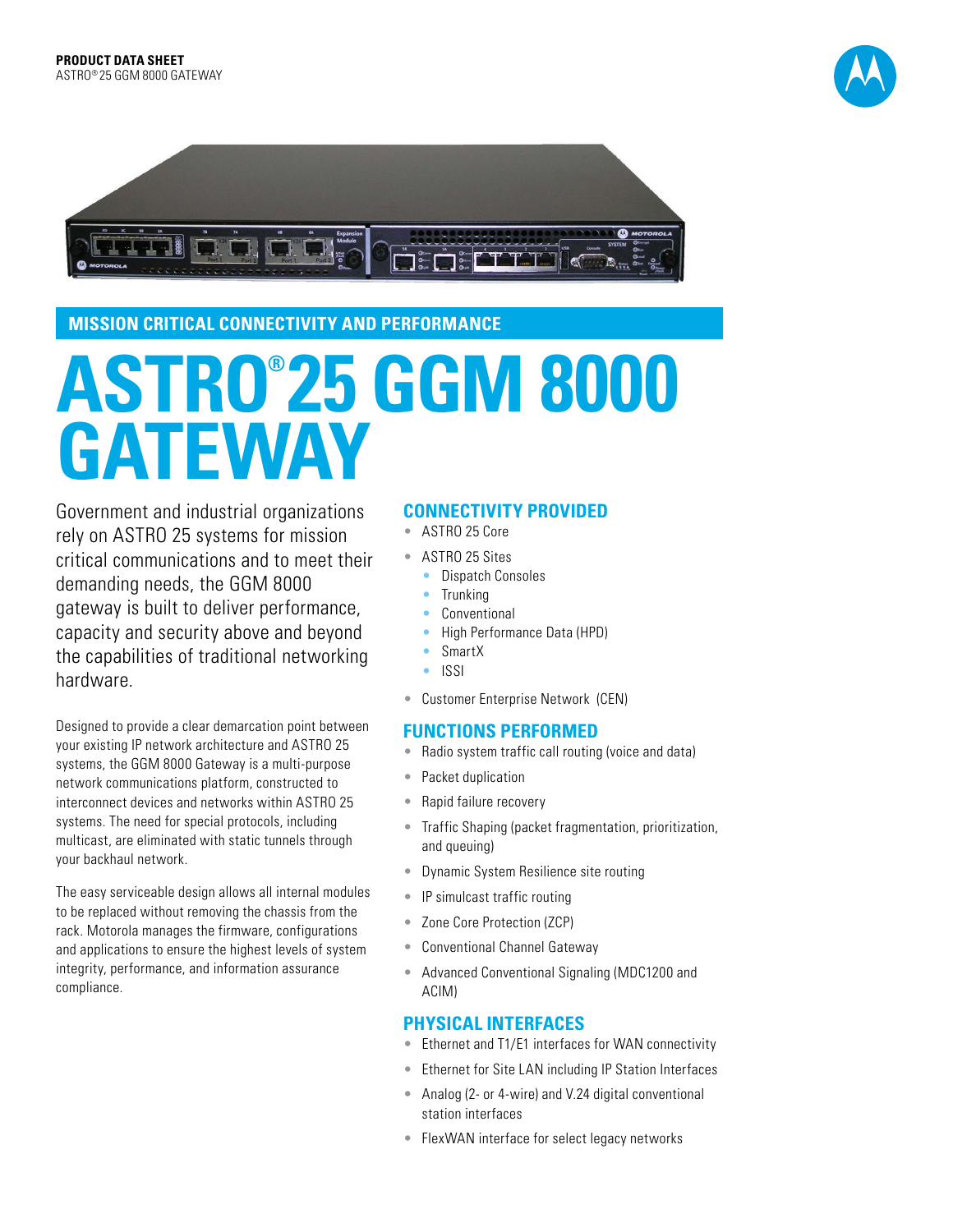**PRODUCT DATA SHEET**
ASTRO® 25 GGM 8000 GATEWAY

## MISSION CRITICAL CONNECTIVITY AND PERFORMANCE

# ASTRO® 25 GGM 8000 GATEWAY

Government and industrial organizations rely on ASTRO 25 systems for mission critical communications and to meet their demanding needs, the GGM 8000 gateway is built to deliver performance, capacity and security above and beyond the capabilities of traditional networking hardware.

Designed to provide a clear demarcation point between your existing IP network architecture and ASTRO 25 systems, the GGM 8000 Gateway is a multi-purpose network communications platform, constructed to interconnect devices and networks within ASTRO 25 systems. The need for special protocols, including multicast, are eliminated with static tunnels through your backhaul network.

The easy serviceable design allows all internal modules to be replaced without removing the chassis from the rack. Motorola manages the firmware, configurations and applications to ensure the highest levels of system integrity, performance, and information assurance compliance.

## CONNECTIVITY PROVIDED

- ASTRO 25 Core
- ASTRO 25 Sites
  - Dispatch Consoles
  - Trunking
  - Conventional
  - High Performance Data (HPD)
  - SmartX
  - ISSI
- Customer Enterprise Network (CEN)

## FUNCTIONS PERFORMED

- Radio system traffic call routing (voice and data)
- Packet duplication
- Rapid failure recovery
- Traffic Shaping (packet fragmentation, prioritization, and queuing)
- Dynamic System Resilience site routing
- IP simulcast traffic routing
- Zone Core Protection (ZCP)
- Conventional Channel Gateway
- Advanced Conventional Signaling (MDC1200 and ACIM)

## PHYSICAL INTERFACES

- Ethernet and T1/E1 interfaces for WAN connectivity
- Ethernet for Site LAN including IP Station Interfaces
- Analog (2- or 4-wire) and V.24 digital conventional station interfaces
- FlexWAN interface for select legacy networks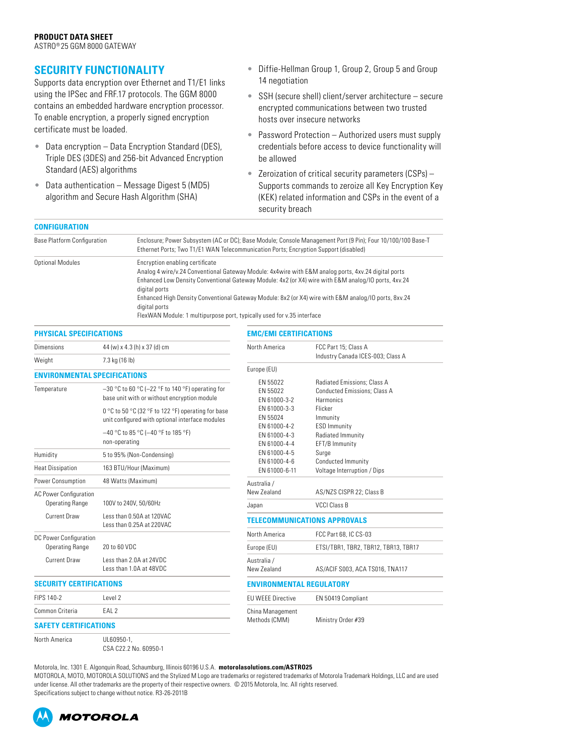**PRODUCT DATA SHEET**
ASTRO® 25 GGM 8000 GATEWAY

## SECURITY FUNCTIONALITY

Supports data encryption over Ethernet and T1/E1 links using the IPSec and FRF.17 protocols. The GGM 8000 contains an embedded hardware encryption processor. To enable encryption, a properly signed encryption certificate must be loaded.

- Data encryption – Data Encryption Standard (DES), Triple DES (3DES) and 256-bit Advanced Encryption Standard (AES) algorithms
- Data authentication – Message Digest 5 (MD5) algorithm and Secure Hash Algorithm (SHA)
- Diffie-Hellman Group 1, Group 2, Group 5 and Group 14 negotiation
- SSH (secure shell) client/server architecture – secure encrypted communications between two trusted hosts over insecure networks
- Password Protection – Authorized users must supply credentials before access to device functionality will be allowed
- Zeroization of critical security parameters (CSPs) – Supports commands to zeroize all Key Encryption Key (KEK) related information and CSPs in the event of a security breach

### CONFIGURATION

| | |
|---|---|
| Base Platform Configuration | Enclosure; Power Subsystem (AC or DC); Base Module; Console Management Port (9 Pin); Four 10/100/100 Base-T Ethernet Ports; Two T1/E1 WAN Telecommunication Ports; Encryption Support (disabled) |
| Optional Modules | Encryption enabling certificate<br>Analog 4 wire/v.24 Conventional Gateway Module: 4x4wire with E&M analog ports, 4xv.24 digital ports<br>Enhanced Low Density Conventional Gateway Module: 4x2 (or X4) wire with E&M analog/IO ports, 4xv.24 digital ports<br>Enhanced High Density Conventional Gateway Module: 8x2 (or X4) wire with E&M analog/IO ports, 8xv.24 digital ports<br>FlexWAN Module: 1 multipurpose port, typically used for v.35 interface |

### PHYSICAL SPECIFICATIONS

| | |
|---|---|
| Dimensions | 44 (w) x 4.3 (h) x 37 (d) cm |
| Weight | 7.3 kg (16 lb) |

### ENVIRONMENTAL SPECIFICATIONS

| | |
|---|---|
| Temperature | –30 °C to 60 °C (–22 °F to 140 °F) operating for base unit with or without encryption module<br>0 °C to 50 °C (32 °F to 122 °F) operating for base unit configured with optional interface modules<br>–40 °C to 85 °C (–40 °F to 185 °F) non-operating |
| Humidity | 5 to 95% (Non-Condensing) |
| Heat Dissipation | 163 BTU/Hour (Maximum) |
| Power Consumption | 48 Watts (Maximum) |
| AC Power Configuration | |
| Operating Range | 100V to 240V, 50/60Hz |
| Current Draw | Less than 0.50A at 120VAC<br>Less than 0.25A at 220VAC |
| DC Power Configuration | |
| Operating Range | 20 to 60 VDC |
| Current Draw | Less than 2.0A at 24VDC<br>Less than 1.0A at 48VDC |

### SECURITY CERTIFICATIONS

| | |
|---|---|
| FIPS 140-2 | Level 2 |
| Common Criteria | EAL 2 |

### SAFETY CERTIFICATIONS

| | |
|---|---|
| North America | UL60950-1,<br>CSA C22.2 No. 60950-1 |

### EMC/EMI CERTIFICATIONS

| | |
|---|---|
| North America | FCC Part 15; Class A<br>Industry Canada ICES-003; Class A |
| Europe (EU) | |
| EN 55022 | Radiated Emissions; Class A |
| EN 55022 | Conducted Emissions; Class A |
| EN 61000-3-2 | Harmonics |
| EN 61000-3-3 | Flicker |
| EN 55024 | Immunity |
| EN 61000-4-2 | ESD Immunity |
| EN 61000-4-3 | Radiated Immunity |
| EN 61000-4-4 | EFT/B Immunity |
| EN 61000-4-5 | Surge |
| EN 61000-4-6 | Conducted Immunity |
| EN 61000-6-11 | Voltage Interruption / Dips |
| Australia / New Zealand | AS/NZS CISPR 22; Class B |
| Japan | VCCI Class B |

### TELECOMMUNICATIONS APPROVALS

| | |
|---|---|
| North America | FCC Part 68, IC CS-03 |
| Europe (EU) | ETSI/TBR1, TBR2, TBR12, TBR13, TBR17 |
| Australia / New Zealand | AS/ACIF S003, ACA TS016, TNA117 |

### ENVIRONMENTAL REGULATORY

| | |
|---|---|
| EU WEEE Directive | EN 50419 Compliant |
| China Management Methods (CMM) | Ministry Order #39 |

Motorola, Inc. 1301 E. Algonquin Road, Schaumburg, Illinois 60196 U.S.A. **motorolasolutions.com/ASTRO25**
MOTOROLA, MOTO, MOTOROLA SOLUTIONS and the Stylized M Logo are trademarks or registered trademarks of Motorola Trademark Holdings, LLC and are used under license. All other trademarks are the property of their respective owners. © 2015 Motorola, Inc. All rights reserved.
Specifications subject to change without notice. R3-26-2011B

MOTOROLA